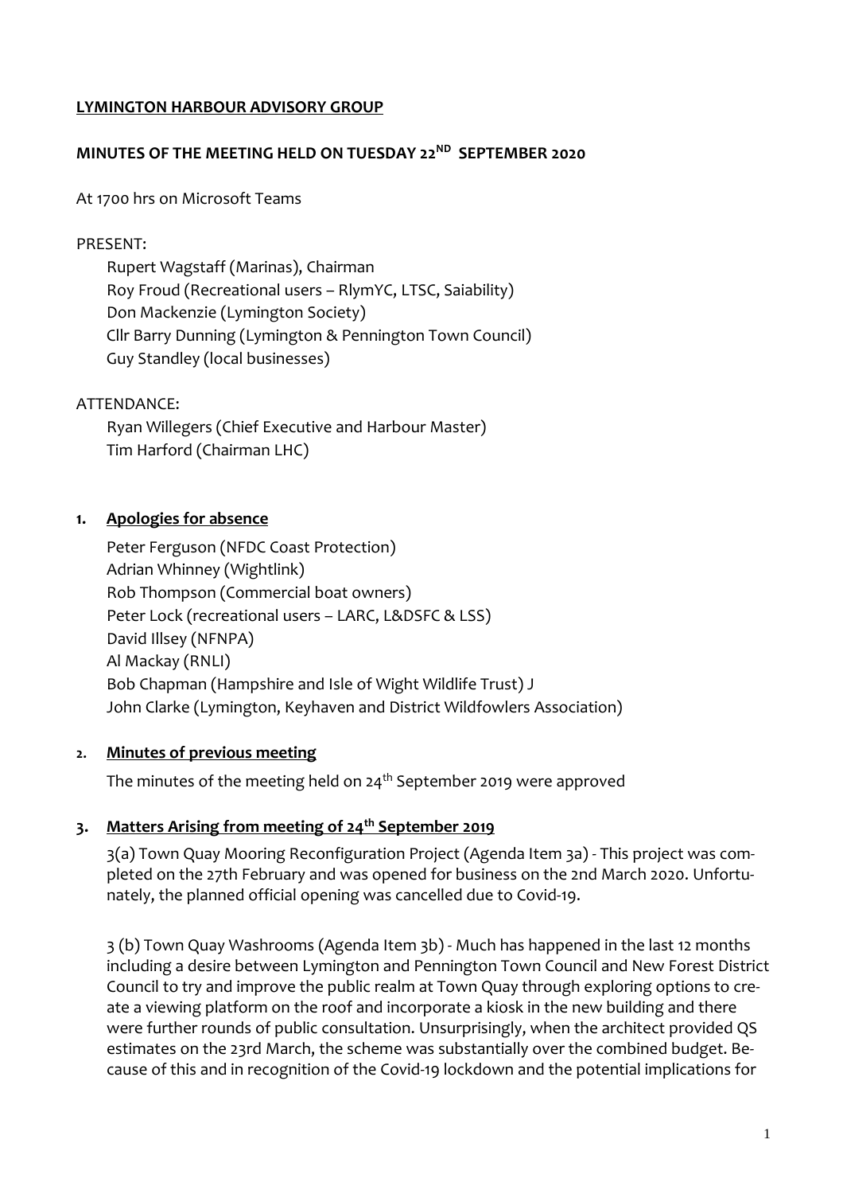**LYMINGTON HARBOUR ADVISORY GROUP**

**MINUTES OF THE MEETING HELD ON TUESDAY 22ND SEPTEMBER 2020**

At 1700 hrs on Microsoft Teams

PRESENT:

Rupert Wagstaff (Marinas), Chairman
Roy Froud (Recreational users – RlymYC, LTSC, Saiability)
Don Mackenzie (Lymington Society)
Cllr Barry Dunning (Lymington & Pennington Town Council)
Guy Standley (local businesses)

ATTENDANCE:

Ryan Willegers (Chief Executive and Harbour Master)
Tim Harford (Chairman LHC)

## 1. Apologies for absence

Peter Ferguson (NFDC Coast Protection)
Adrian Whinney (Wightlink)
Rob Thompson (Commercial boat owners)
Peter Lock (recreational users – LARC, L&DSFC & LSS)
David Illsey (NFNPA)
Al Mackay (RNLI)
Bob Chapman (Hampshire and Isle of Wight Wildlife Trust) J
John Clarke (Lymington, Keyhaven and District Wildfowlers Association)

## 2. Minutes of previous meeting

The minutes of the meeting held on 24th September 2019 were approved

## 3. Matters Arising from meeting of 24th September 2019

3(a) Town Quay Mooring Reconfiguration Project (Agenda Item 3a) - This project was completed on the 27th February and was opened for business on the 2nd March 2020. Unfortunately, the planned official opening was cancelled due to Covid-19.

3 (b) Town Quay Washrooms (Agenda Item 3b) - Much has happened in the last 12 months including a desire between Lymington and Pennington Town Council and New Forest District Council to try and improve the public realm at Town Quay through exploring options to create a viewing platform on the roof and incorporate a kiosk in the new building and there were further rounds of public consultation. Unsurprisingly, when the architect provided QS estimates on the 23rd March, the scheme was substantially over the combined budget. Because of this and in recognition of the Covid-19 lockdown and the potential implications for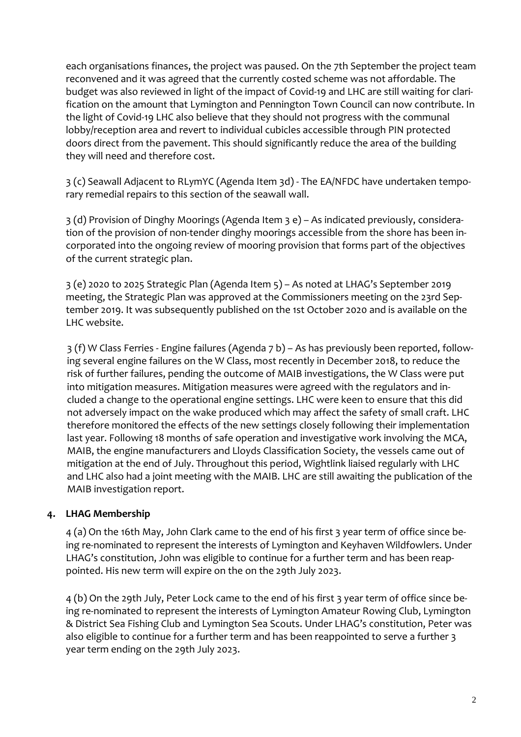each organisations finances, the project was paused. On the 7th September the project team reconvened and it was agreed that the currently costed scheme was not affordable. The budget was also reviewed in light of the impact of Covid-19 and LHC are still waiting for clarification on the amount that Lymington and Pennington Town Council can now contribute. In the light of Covid-19 LHC also believe that they should not progress with the communal lobby/reception area and revert to individual cubicles accessible through PIN protected doors direct from the pavement. This should significantly reduce the area of the building they will need and therefore cost.

3 (c) Seawall Adjacent to RLymYC (Agenda Item 3d) - The EA/NFDC have undertaken temporary remedial repairs to this section of the seawall wall.

3 (d) Provision of Dinghy Moorings (Agenda Item 3 e) – As indicated previously, consideration of the provision of non-tender dinghy moorings accessible from the shore has been incorporated into the ongoing review of mooring provision that forms part of the objectives of the current strategic plan.

3 (e) 2020 to 2025 Strategic Plan (Agenda Item 5) – As noted at LHAG's September 2019 meeting, the Strategic Plan was approved at the Commissioners meeting on the 23rd September 2019. It was subsequently published on the 1st October 2020 and is available on the LHC website.

3 (f) W Class Ferries - Engine failures (Agenda 7 b) – As has previously been reported, following several engine failures on the W Class, most recently in December 2018, to reduce the risk of further failures, pending the outcome of MAIB investigations, the W Class were put into mitigation measures. Mitigation measures were agreed with the regulators and included a change to the operational engine settings. LHC were keen to ensure that this did not adversely impact on the wake produced which may affect the safety of small craft. LHC therefore monitored the effects of the new settings closely following their implementation last year. Following 18 months of safe operation and investigative work involving the MCA, MAIB, the engine manufacturers and Lloyds Classification Society, the vessels came out of mitigation at the end of July. Throughout this period, Wightlink liaised regularly with LHC and LHC also had a joint meeting with the MAIB. LHC are still awaiting the publication of the MAIB investigation report.

## 4. LHAG Membership

4 (a) On the 16th May, John Clark came to the end of his first 3 year term of office since being re-nominated to represent the interests of Lymington and Keyhaven Wildfowlers. Under LHAG's constitution, John was eligible to continue for a further term and has been reappointed. His new term will expire on the on the 29th July 2023.

4 (b) On the 29th July, Peter Lock came to the end of his first 3 year term of office since being re-nominated to represent the interests of Lymington Amateur Rowing Club, Lymington & District Sea Fishing Club and Lymington Sea Scouts. Under LHAG's constitution, Peter was also eligible to continue for a further term and has been reappointed to serve a further 3 year term ending on the 29th July 2023.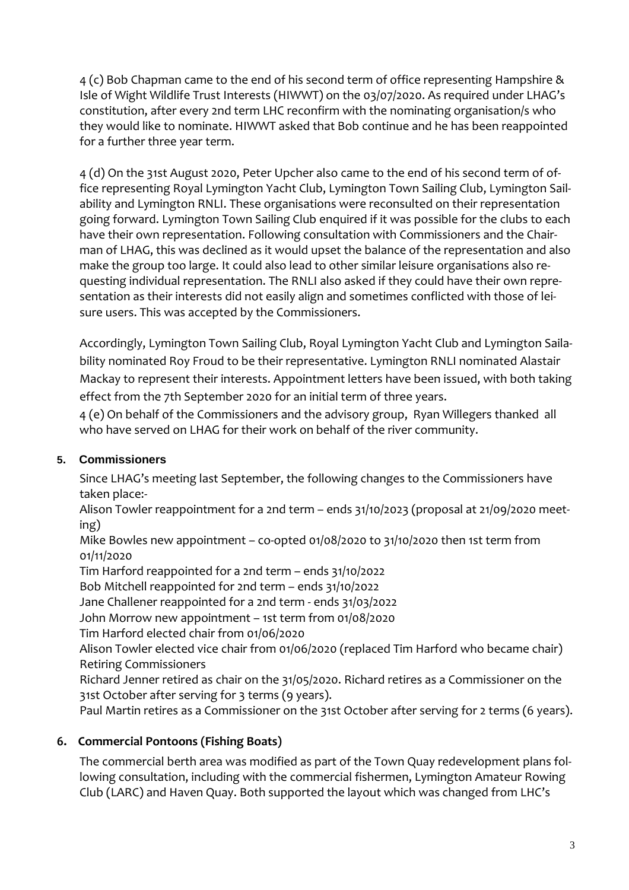4 (c) Bob Chapman came to the end of his second term of office representing Hampshire & Isle of Wight Wildlife Trust Interests (HIWWT) on the 03/07/2020. As required under LHAG's constitution, after every 2nd term LHC reconfirm with the nominating organisation/s who they would like to nominate. HIWWT asked that Bob continue and he has been reappointed for a further three year term.

4 (d) On the 31st August 2020, Peter Upcher also came to the end of his second term of office representing Royal Lymington Yacht Club, Lymington Town Sailing Club, Lymington Sailability and Lymington RNLI. These organisations were reconsulted on their representation going forward. Lymington Town Sailing Club enquired if it was possible for the clubs to each have their own representation. Following consultation with Commissioners and the Chairman of LHAG, this was declined as it would upset the balance of the representation and also make the group too large. It could also lead to other similar leisure organisations also requesting individual representation. The RNLI also asked if they could have their own representation as their interests did not easily align and sometimes conflicted with those of leisure users. This was accepted by the Commissioners.

Accordingly, Lymington Town Sailing Club, Royal Lymington Yacht Club and Lymington Sailability nominated Roy Froud to be their representative. Lymington RNLI nominated Alastair Mackay to represent their interests. Appointment letters have been issued, with both taking effect from the 7th September 2020 for an initial term of three years.

4 (e) On behalf of the Commissioners and the advisory group, Ryan Willegers thanked all who have served on LHAG for their work on behalf of the river community.

## 5. Commissioners

Since LHAG's meeting last September, the following changes to the Commissioners have taken place:-

Alison Towler reappointment for a 2nd term – ends 31/10/2023 (proposal at 21/09/2020 meeting)

Mike Bowles new appointment – co-opted 01/08/2020 to 31/10/2020 then 1st term from 01/11/2020

Tim Harford reappointed for a 2nd term – ends 31/10/2022

Bob Mitchell reappointed for 2nd term – ends 31/10/2022

Jane Challener reappointed for a 2nd term - ends 31/03/2022

John Morrow new appointment – 1st term from 01/08/2020

Tim Harford elected chair from 01/06/2020

Alison Towler elected vice chair from 01/06/2020 (replaced Tim Harford who became chair)

Retiring Commissioners

Richard Jenner retired as chair on the 31/05/2020. Richard retires as a Commissioner on the 31st October after serving for 3 terms (9 years).

Paul Martin retires as a Commissioner on the 31st October after serving for 2 terms (6 years).

## 6. Commercial Pontoons (Fishing Boats)

The commercial berth area was modified as part of the Town Quay redevelopment plans following consultation, including with the commercial fishermen, Lymington Amateur Rowing Club (LARC) and Haven Quay. Both supported the layout which was changed from LHC's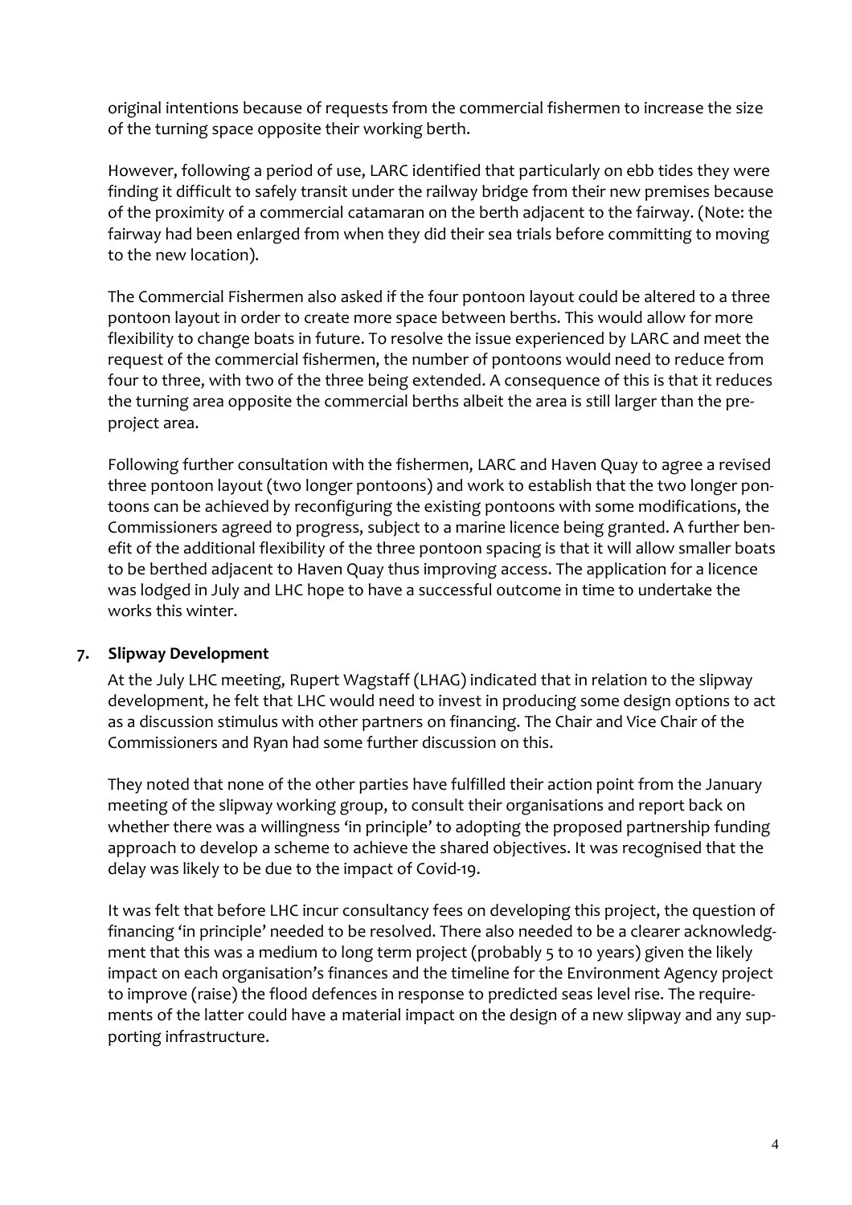original intentions because of requests from the commercial fishermen to increase the size of the turning space opposite their working berth.

However, following a period of use, LARC identified that particularly on ebb tides they were finding it difficult to safely transit under the railway bridge from their new premises because of the proximity of a commercial catamaran on the berth adjacent to the fairway. (Note: the fairway had been enlarged from when they did their sea trials before committing to moving to the new location).

The Commercial Fishermen also asked if the four pontoon layout could be altered to a three pontoon layout in order to create more space between berths. This would allow for more flexibility to change boats in future. To resolve the issue experienced by LARC and meet the request of the commercial fishermen, the number of pontoons would need to reduce from four to three, with two of the three being extended. A consequence of this is that it reduces the turning area opposite the commercial berths albeit the area is still larger than the pre-project area.

Following further consultation with the fishermen, LARC and Haven Quay to agree a revised three pontoon layout (two longer pontoons) and work to establish that the two longer pontoons can be achieved by reconfiguring the existing pontoons with some modifications, the Commissioners agreed to progress, subject to a marine licence being granted. A further benefit of the additional flexibility of the three pontoon spacing is that it will allow smaller boats to be berthed adjacent to Haven Quay thus improving access. The application for a licence was lodged in July and LHC hope to have a successful outcome in time to undertake the works this winter.

## 7. Slipway Development

At the July LHC meeting, Rupert Wagstaff (LHAG) indicated that in relation to the slipway development, he felt that LHC would need to invest in producing some design options to act as a discussion stimulus with other partners on financing. The Chair and Vice Chair of the Commissioners and Ryan had some further discussion on this.

They noted that none of the other parties have fulfilled their action point from the January meeting of the slipway working group, to consult their organisations and report back on whether there was a willingness 'in principle' to adopting the proposed partnership funding approach to develop a scheme to achieve the shared objectives. It was recognised that the delay was likely to be due to the impact of Covid-19.

It was felt that before LHC incur consultancy fees on developing this project, the question of financing 'in principle' needed to be resolved. There also needed to be a clearer acknowledgment that this was a medium to long term project (probably 5 to 10 years) given the likely impact on each organisation's finances and the timeline for the Environment Agency project to improve (raise) the flood defences in response to predicted seas level rise. The requirements of the latter could have a material impact on the design of a new slipway and any supporting infrastructure.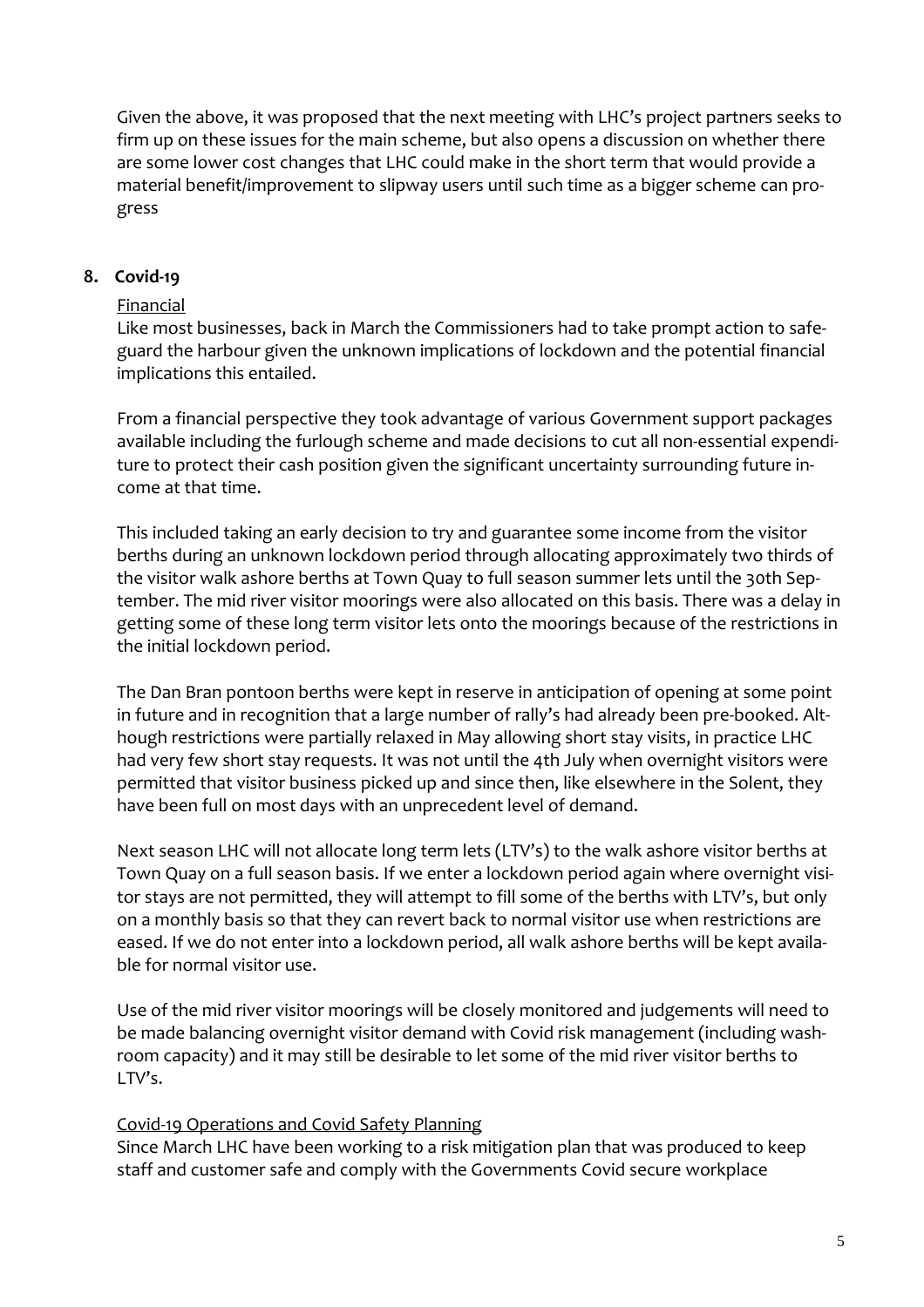Given the above, it was proposed that the next meeting with LHC's project partners seeks to firm up on these issues for the main scheme, but also opens a discussion on whether there are some lower cost changes that LHC could make in the short term that would provide a material benefit/improvement to slipway users until such time as a bigger scheme can progress

**8. Covid-19**

Financial

Like most businesses, back in March the Commissioners had to take prompt action to safeguard the harbour given the unknown implications of lockdown and the potential financial implications this entailed.

From a financial perspective they took advantage of various Government support packages available including the furlough scheme and made decisions to cut all non-essential expenditure to protect their cash position given the significant uncertainty surrounding future income at that time.

This included taking an early decision to try and guarantee some income from the visitor berths during an unknown lockdown period through allocating approximately two thirds of the visitor walk ashore berths at Town Quay to full season summer lets until the 30th September. The mid river visitor moorings were also allocated on this basis. There was a delay in getting some of these long term visitor lets onto the moorings because of the restrictions in the initial lockdown period.

The Dan Bran pontoon berths were kept in reserve in anticipation of opening at some point in future and in recognition that a large number of rally's had already been pre-booked. Although restrictions were partially relaxed in May allowing short stay visits, in practice LHC had very few short stay requests. It was not until the 4th July when overnight visitors were permitted that visitor business picked up and since then, like elsewhere in the Solent, they have been full on most days with an unprecedent level of demand.

Next season LHC will not allocate long term lets (LTV's) to the walk ashore visitor berths at Town Quay on a full season basis. If we enter a lockdown period again where overnight visitor stays are not permitted, they will attempt to fill some of the berths with LTV's, but only on a monthly basis so that they can revert back to normal visitor use when restrictions are eased. If we do not enter into a lockdown period, all walk ashore berths will be kept available for normal visitor use.

Use of the mid river visitor moorings will be closely monitored and judgements will need to be made balancing overnight visitor demand with Covid risk management (including washroom capacity) and it may still be desirable to let some of the mid river visitor berths to LTV's.

Covid-19 Operations and Covid Safety Planning

Since March LHC have been working to a risk mitigation plan that was produced to keep staff and customer safe and comply with the Governments Covid secure workplace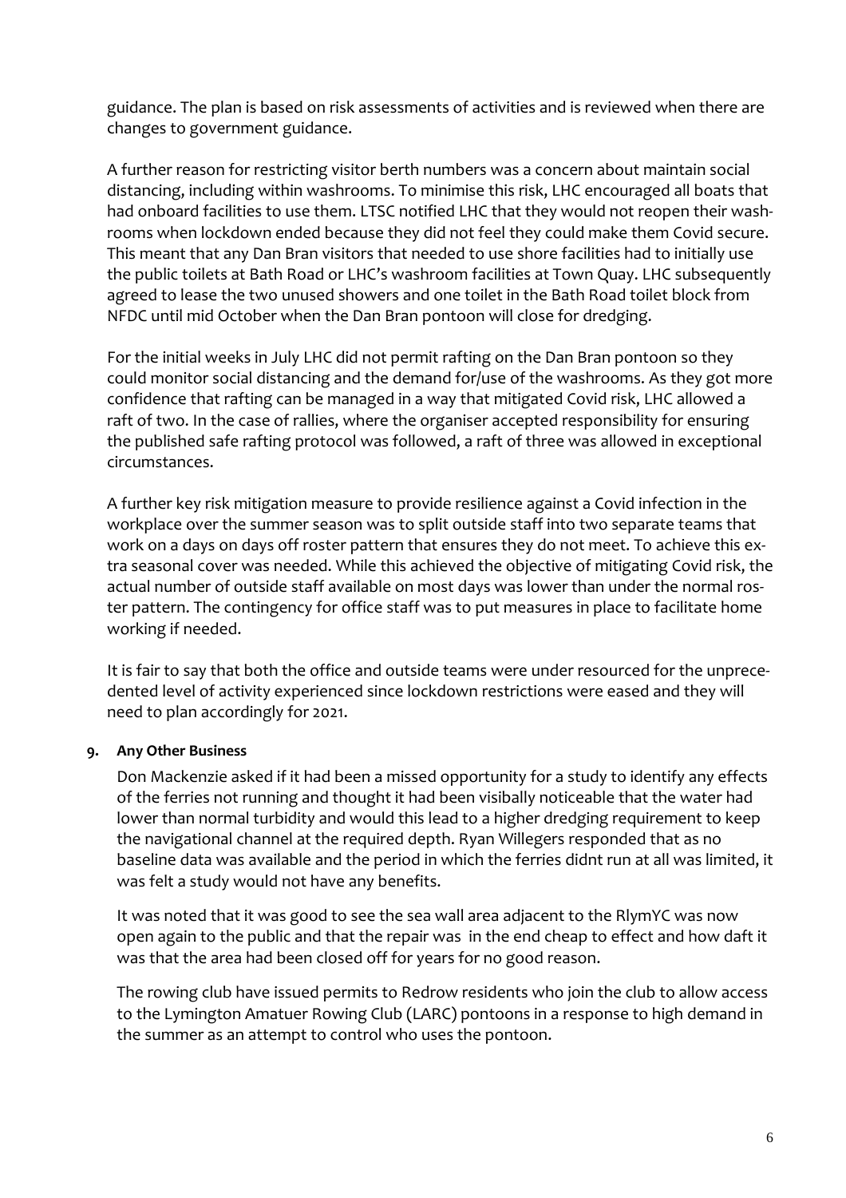guidance. The plan is based on risk assessments of activities and is reviewed when there are changes to government guidance.

A further reason for restricting visitor berth numbers was a concern about maintain social distancing, including within washrooms. To minimise this risk, LHC encouraged all boats that had onboard facilities to use them. LTSC notified LHC that they would not reopen their washrooms when lockdown ended because they did not feel they could make them Covid secure. This meant that any Dan Bran visitors that needed to use shore facilities had to initially use the public toilets at Bath Road or LHC's washroom facilities at Town Quay. LHC subsequently agreed to lease the two unused showers and one toilet in the Bath Road toilet block from NFDC until mid October when the Dan Bran pontoon will close for dredging.

For the initial weeks in July LHC did not permit rafting on the Dan Bran pontoon so they could monitor social distancing and the demand for/use of the washrooms. As they got more confidence that rafting can be managed in a way that mitigated Covid risk, LHC allowed a raft of two. In the case of rallies, where the organiser accepted responsibility for ensuring the published safe rafting protocol was followed, a raft of three was allowed in exceptional circumstances.

A further key risk mitigation measure to provide resilience against a Covid infection in the workplace over the summer season was to split outside staff into two separate teams that work on a days on days off roster pattern that ensures they do not meet. To achieve this extra seasonal cover was needed. While this achieved the objective of mitigating Covid risk, the actual number of outside staff available on most days was lower than under the normal roster pattern. The contingency for office staff was to put measures in place to facilitate home working if needed.

It is fair to say that both the office and outside teams were under resourced for the unprecedented level of activity experienced since lockdown restrictions were eased and they will need to plan accordingly for 2021.

**9. Any Other Business**

Don Mackenzie asked if it had been a missed opportunity for a study to identify any effects of the ferries not running and thought it had been visibally noticeable that the water had lower than normal turbidity and would this lead to a higher dredging requirement to keep the navigational channel at the required depth. Ryan Willegers responded that as no baseline data was available and the period in which the ferries didnt run at all was limited, it was felt a study would not have any benefits.

It was noted that it was good to see the sea wall area adjacent to the RlymYC was now open again to the public and that the repair was in the end cheap to effect and how daft it was that the area had been closed off for years for no good reason.

The rowing club have issued permits to Redrow residents who join the club to allow access to the Lymington Amatuer Rowing Club (LARC) pontoons in a response to high demand in the summer as an attempt to control who uses the pontoon.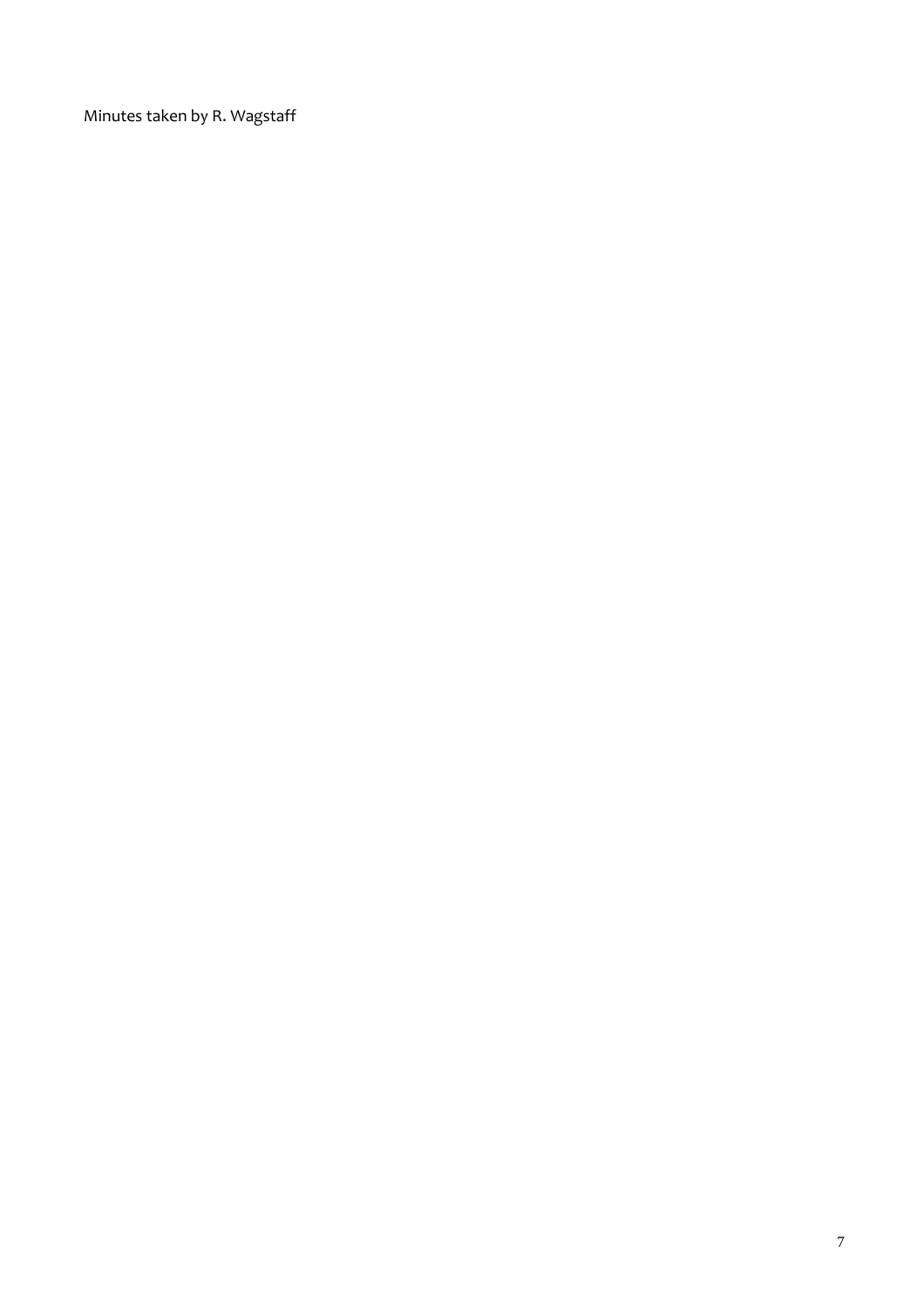Minutes taken by R. Wagstaff